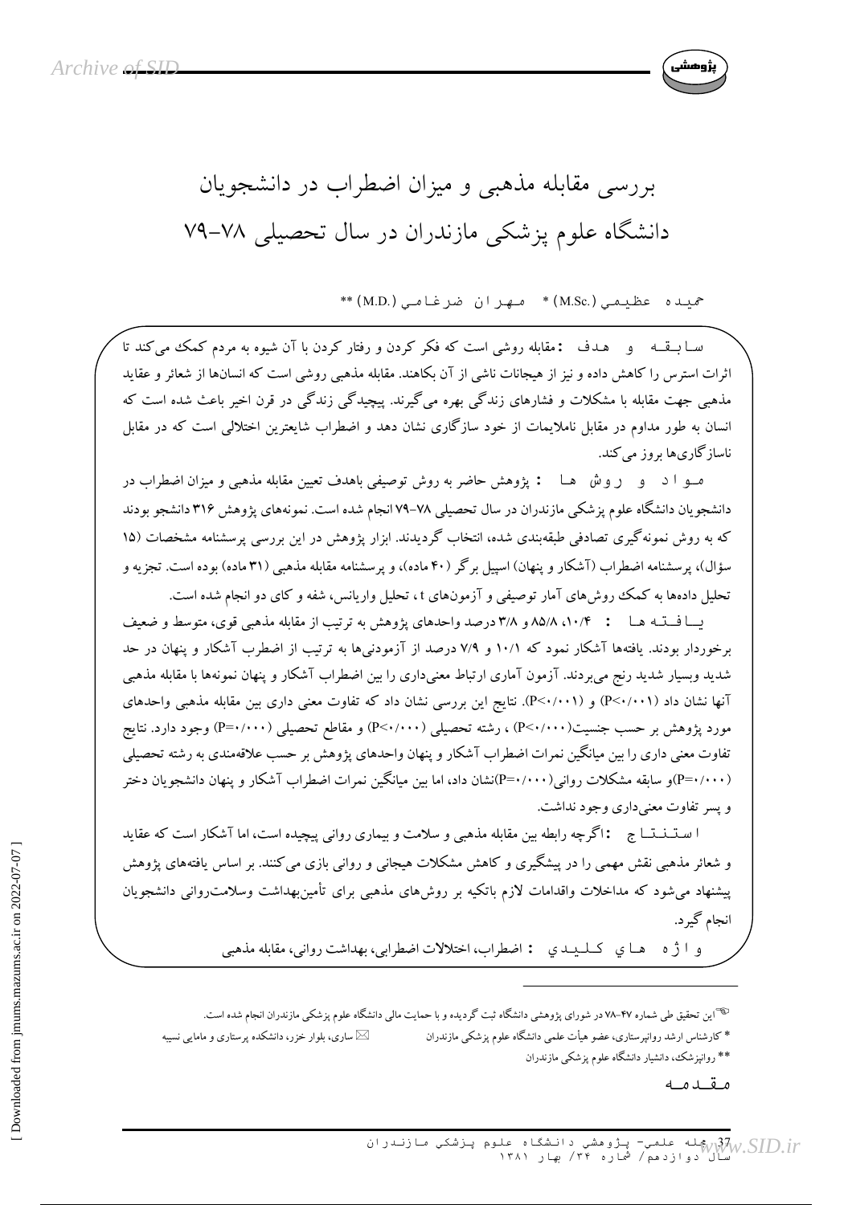# بررسی مقابله مذهبی و میزان اضطراب در دانشجویان دانشگاه علوم پزشکی مازندران در سال تحصیلی ۷۸-۷۹

حمیده عظیمی (M.Sc.) * مهران ضرغامی (M.D.) **

**سابقه و هدف :** مقابله روشی است که فکر کردن و رفتار کردن با آن شیوه به مردم کمک می‌کند تا اثرات استرس را کاهش داده و نیز از هیجانات ناشی از آن بکاهند. مقابله مذهبی روشی است که انسان‌ها از شعائر و عقاید مذهبی جهت مقابله با مشکلات و فشارهای زندگی بهره می‌گیرند. پیچیدگی زندگی در قرن اخیر باعث شده است که انسان به طور مداوم در مقابل ناملایمات از خود سازگاری نشان دهد و اضطراب شایع‌ترین اختلالی است که در مقابل ناسازگاری‌ها بروز می‌کند.

**مواد و روش ها :** پژوهش حاضر به روش توصیفی باهدف تعیین مقابله مذهبی و میزان اضطراب در دانشجویان دانشگاه علوم پزشکی مازندران در سال تحصیلی ۷۸-۷۹ انجام شده است. نمونه‌های پژوهش ۳۱۶ دانشجو بودند که به روش نمونه‌گیری تصادفی طبقه‌بندی شده، انتخاب گردیدند. ابزار پژوهش در این بررسی پرسشنامه مشخصات (۱۵ سؤال)، پرسشنامه اضطراب (آشکار و پنهان) اسپیل برگر (۴۰ ماده)، و پرسشنامه مقابله مذهبی (۳۱ ماده) بوده است. تجزیه و تحلیل داده‌ها به کمک روش‌های آمار توصیفی و آزمون‌های t ، تحلیل واریانس، شفه و کای دو انجام شده است.

**یافته ها :** ۱۰/۴، ۸۵/۸ و ۳/۸ درصد واحدهای پژوهش به ترتیب از مقابله مذهبی قوی، متوسط و ضعیف برخوردار بودند. یافته‌ها آشکار نمود که ۱۰/۱ و ۷/۹ درصد از آزمودنی‌ها به ترتیب از اضطرب آشکار و پنهان در حد شدید وبسیار شدید رنج می‌بردند. آزمون آماری ارتباط معنی‌داری را بین اضطراب آشکار و پنهان نمونه‌ها با مقابله مذهبی آنها نشان داد ($P<0/001$) و ($P<0/001$). نتایج این بررسی نشان داد که تفاوت معنی داری بین مقابله مذهبی واحدهای مورد پژوهش بر حسب جنسیت($P<0/000$) ، رشته تحصیلی ($P<0/000$) و مقاطع تحصیلی ($P=0/000$) وجود دارد. نتایج تفاوت معنی داری را بین میانگین نمرات اضطراب آشکار و پنهان واحدهای پژوهش بر حسب علاقه‌مندی به رشته تحصیلی ($P=0/000$)و سابقه مشکلات روانی($P=0/000$)نشان داد، اما بین میانگین نمرات اضطراب آشکار و پنهان دانشجویان دختر و پسر تفاوت معنی‌داری وجود نداشت.

**استنتاج :** اگرچه رابطه بین مقابله مذهبی و سلامت و بیماری روانی پیچیده است، اما آشکار است که عقاید و شعائر مذهبی نقش مهمی را در پیشگیری و کاهش مشکلات هیجانی و روانی بازی می‌کنند. بر اساس یافته‌های پژوهش پیشنهاد می‌شود که مداخلات واقدامات لازم باتکیه بر روش‌های مذهبی برای تأمین‌بهداشت وسلامت‌روانی دانشجویان انجام گیرد.

**واژه های کلیدی :** اضطراب، اختلالات اضطرابی، بهداشت روانی، مقابله مذهبی

---

این تحقیق طی شماره ۴۷-۷۸ در شورای پژوهشی دانشگاه ثبت گردیده و با حمایت مالی دانشگاه علوم پزشکی مازندران انجام شده است.

* کارشناس ارشد روانپرستاری، عضو هیأت علمی دانشگاه علوم پزشکی مازندران — ساری، بلوار خزر، دانشکده پرستاری و مامایی نسیبه

** روانپزشک، دانشیار دانشگاه علوم پزشکی مازندران

## مقدمه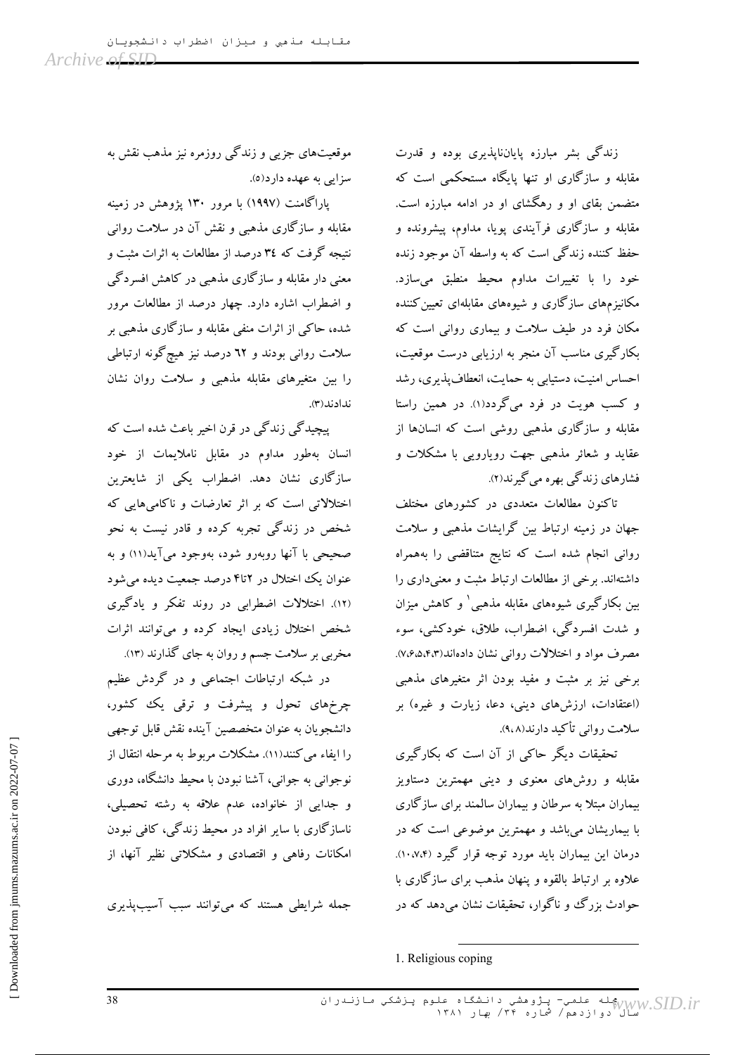زندگی بشر مبارزه پایان‌ناپذیری بوده و قدرت مقابله و سازگاری او تنها پایگاه مستحکمی است که متضمن بقای او و رهگشای او در ادامه مبارزه است. مقابله و سازگاری فرآیندی پویا، مداوم، پیشرونده و حفظ کننده زندگی است که به واسطه آن موجود زنده خود را با تغییرات مداوم محیط منطبق می‌سازد. مکانیزم‌های سازگاری و شیوه‌های مقابله‌ای تعیین‌کننده مکان فرد در طیف سلامت و بیماری روانی است که بکارگیری مناسب آن منجر به ارزیابی درست موقعیت، احساس امنیت، دستیابی به حمایت، انعطاف‌پذیری، رشد و کسب هویت در فرد می‌گردد(۱). در همین راستا مقابله و سازگاری مذهبی روشی است که انسان‌ها از عقاید و شعائر مذهبی جهت رویارویی با مشکلات و فشارهای زندگی بهره می‌گیرند(۲).

تاکنون مطالعات متعددی در کشورهای مختلف جهان در زمینه ارتباط بین گرایشات مذهبی و سلامت روانی انجام شده است که نتایج متناقضی را به‌همراه داشته‌اند. برخی از مطالعات ارتباط مثبت و معنی‌داری را بین بکارگیری شیوه‌های مقابله مذهبی[1] و کاهش میزان و شدت افسردگی، اضطراب، طلاق، خودکشی، سوء مصرف مواد و اختلالات روانی نشان داده‌اند(۷،۶،۵،۴،۳). برخی نیز بر مثبت و مفید بودن اثر متغیرهای مذهبی (اعتقادات، ارزش‌های دینی، دعا، زیارت و غیره) بر سلامت روانی تأکید دارند(۹،۸).

تحقیقات دیگر حاکی از آن است که بکارگیری مقابله و روش‌های معنوی و دینی مهمترین دستاویز بیماران مبتلا به سرطان و بیماران سالمند برای سازگاری با بیماریشان می‌باشد و مهمترین موضوعی است که در درمان این بیماران باید مورد توجه قرار گیرد (۱۰،۷،۴). علاوه بر ارتباط بالقوه و پنهان مذهب برای سازگاری با حوادث بزرگ و ناگوار، تحقیقات نشان می‌دهد که در موقعیت‌های جزیی و زندگی روزمره نیز مذهب نقش به سزایی به عهده دارد(۵).

پاراگامنت (۱۹۹۷) با مرور ۱۳۰ پژوهش در زمینه مقابله و سازگاری مذهبی و نقش آن در سلامت روانی نتیجه گرفت که ۳٤ درصد از مطالعات به اثرات مثبت و معنی دار مقابله و سازگاری مذهبی در کاهش افسردگی و اضطراب اشاره دارد. چهار درصد از مطالعات مرور شده، حاکی از اثرات منفی مقابله و سازگاری مذهبی بر سلامت روانی بودند و ٦۲ درصد نیز هیچ‌گونه ارتباطی را بین متغیرهای مقابله مذهبی و سلامت روان نشان ندادند(۳).

پیچیدگی زندگی در قرن اخیر باعث شده است که انسان به‌طور مداوم در مقابل ناملایمات از خود سازگاری نشان دهد. اضطراب یکی از شایعترین اختلالاتی است که بر اثر تعارضات و ناکامی‌هایی که شخص در زندگی تجربه کرده و قادر نیست به نحو صحیحی با آنها روبه‌رو شود، به‌وجود می‌آید(۱۱) و به عنوان یک اختلال در ۲تا۴ درصد جمعیت دیده می‌شود (۱۲). اختلالات اضطرابی در روند تفکر و یادگیری شخص اختلال زیادی ایجاد کرده و می‌توانند اثرات مخربی بر سلامت جسم و روان به جای گذارند (۱۳).

در شبکه ارتباطات اجتماعی و در گردش عظیم چرخ‌های تحول و پیشرفت و ترقی یک کشور، دانشجویان به عنوان متخصصین آینده نقش قابل توجهی را ایفاء می‌کنند(۱۱). مشکلات مربوط به مرحله انتقال از نوجوانی به جوانی، آشنا نبودن با محیط دانشگاه، دوری و جدایی از خانواده، عدم علاقه به رشته تحصیلی، ناسازگاری با سایر افراد در محیط زندگی، کافی نبودن امکانات رفاهی و اقتصادی و مشکلاتی نظیر آنها، از جمله شرایطی هستند که می‌توانند سبب آسیب‌پذیری

1. Religious coping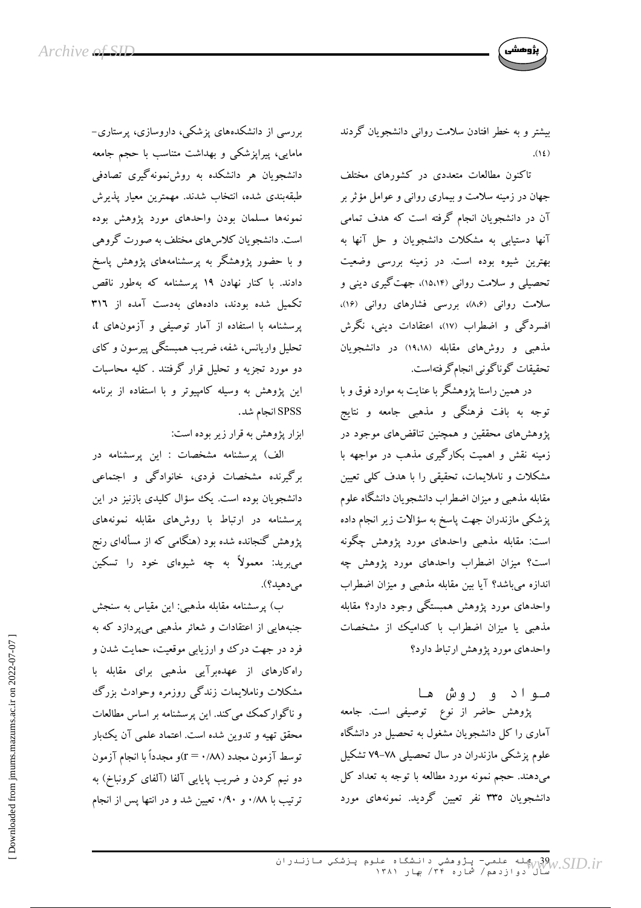بیشتر و به خطر افتادن سلامت روانی دانشجویان گردند (۱٤).

تاکنون مطالعات متعددی در کشورهای مختلف جهان در زمینه سلامت و بیماری روانی و عوامل مؤثر بر آن در دانشجویان انجام گرفته است که هدف تمامی آنها دستیابی به مشکلات دانشجویان و حل آنها به بهترین شیوه بوده است. در زمینه بررسی وضعیت تحصیلی و سلامت روانی (۱۵،۱۴)، جهت‌گیری دینی و سلامت روانی (۸،۶)، بررسی فشارهای روانی (۱۶)، افسردگی و اضطراب (۱۷)، اعتقادات دینی، نگرش مذهبی و روش‌های مقابله (۱۹،۱۸) در دانشجویان تحقیقات گوناگونی انجام‌گرفته‌است.

در همین راستا پژوهشگر با عنایت به موارد فوق و با توجه به بافت فرهنگی و مذهبی جامعه و نتایج پژوهش‌های محققین و همچنین تناقض‌های موجود در زمینه نقش و اهمیت بکارگیری مذهب در مواجهه با مشکلات و ناملایمات، تحقیقی را با هدف کلی تعیین مقابله مذهبی و میزان اضطراب دانشجویان دانشگاه علوم پزشکی مازندران جهت پاسخ به سؤالات زیر انجام داده است: مقابله مذهبی واحدهای مورد پژوهش چگونه است؟ میزان اضطراب واحدهای مورد پژوهش چه اندازه می‌باشد؟ آیا بین مقابله مذهبی و میزان اضطراب واحدهای مورد پژوهش همبستگی وجود دارد؟ مقابله مذهبی یا میزان اضطراب با کدامیک از مشخصات واحدهای مورد پژوهش ارتباط دارد؟

## مواد و روش ها

پژوهش حاضر از نوع توصیفی است. جامعه آماری را کل دانشجویان مشغول به تحصیل در دانشگاه علوم پزشکی مازندران در سال تحصیلی ۷۸-۷۹ تشکیل می‌دهند. حجم نمونه مورد مطالعه با توجه به تعداد کل دانشجویان ۳۳۵ نفر تعیین گردید. نمونه‌های مورد بررسی از دانشکده‌های پزشکی، داروسازی، پرستاری-مامایی، پیراپزشکی و بهداشت متناسب با حجم جامعه دانشجویان هر دانشکده به روش‌نمونه‌گیری تصادفی طبقه‌بندی شده، انتخاب شدند. مهمترین معیار پذیرش نمونه‌ها مسلمان بودن واحدهای مورد پژوهش بوده است. دانشجویان کلاس‌های مختلف به صورت گروهی و با حضور پژوهشگر به پرسشنامه‌های پژوهش پاسخ دادند. با کنار نهادن ۱۹ پرسشنامه که به‌طور ناقص تکمیل شده بودند، داده‌های به‌دست آمده از ۳۱۶ پرسشنامه با استفاده از آمار توصیفی و آزمون‌های t، تحلیل واریانس، شفه، ضریب همبستگی پیرسون و کای دو مورد تجزیه و تحلیل قرار گرفتند . کلیه محاسبات این پژوهش به وسیله کامپیوتر و با استفاده از برنامه SPSS انجام شد.

ابزار پژوهش به قرار زیر بوده است:

الف) پرسشنامه مشخصات : این پرسشنامه در برگیرنده مشخصات فردی، خانوادگی و اجتماعی دانشجویان بوده است. یک سؤال کلیدی بازنیز در این پرسشنامه در ارتباط با روش‌های مقابله نمونه‌های پژوهش گنجانده شده بود (هنگامی که از مسأله‌ای رنج می‌برید: معمولاً به چه شیوه‌ای خود را تسکین می‌دهید؟).

ب) پرسشنامه مقابله مذهبی: این مقیاس به سنجش جنبه‌هایی از اعتقادات و شعائر مذهبی می‌پردازد که به فرد در جهت درک و ارزیابی موقعیت، حمایت شدن و راه‌کارهای از عهده‌برآیی مذهبی برای مقابله با مشکلات وناملایمات زندگی روزمره وحوادث بزرگ و ناگوارکمک می‌کند. این پرسشنامه بر اساس مطالعات محقق تهیه و تدوین شده است. اعتماد علمی آن یک‌بار توسط آزمون مجدد ($r = ۰/۸۸$)و مجدداً با انجام آزمون دو نیم کردن و ضریب پایایی آلفا (آلفای کرونباخ) به ترتیب با ۰/۸۸ و ۰/۹۰ تعیین شد و در انتها پس از انجام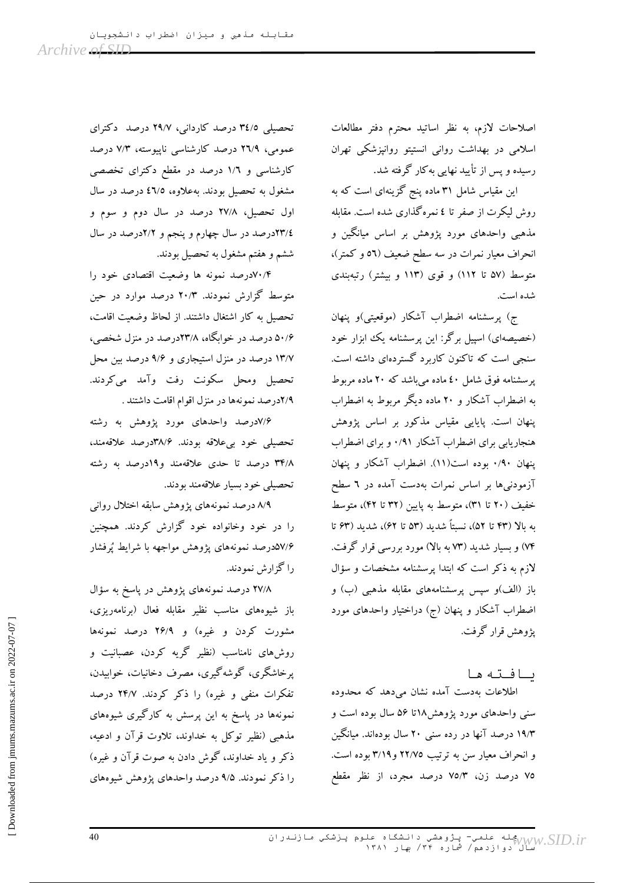اصلاحات لازم، به نظر اساتید محترم دفتر مطالعات اسلامی در بهداشت روانی انستیتو روانپزشکی تهران رسیده و پس از تأیید نهایی به‌کار گرفته شد.

این مقیاس شامل ۳۱ ماده پنج گزینه‌ای است که به روش لیکرت از صفر تا ٤ نمره‌گذاری شده است. مقابله مذهبی واحدهای مورد پژوهش بر اساس میانگین و انحراف معیار نمرات در سه سطح ضعیف (٥٦ و کمتر)، متوسط (٥٧ تا ١١٢) و قوی (١١٣ و بیشتر) رتبه‌بندی شده است.

ج) پرسشنامه اضطراب آشکار (موقعیتی)و پنهان (خصیصه‌ای) اسپیل برگر: این پرسشنامه یک ابزار خود سنجی است که تاکنون کاربرد گسترده‌ای داشته است. پرسشنامه فوق شامل ٤٠ ماده می‌باشد که ٢٠ ماده مربوط به اضطراب آشکار و ٢٠ ماده دیگر مربوط به اضطراب پنهان است. پایایی مقیاس مذکور بر اساس پژوهش هنجاریابی برای اضطراب آشکار ۰/۹۱ و برای اضطراب پنهان ۰/۹۰ بوده است(۱۱). اضطراب آشکار و پنهان آزمودنی‌ها بر اساس نمرات به‌دست آمده در ٦ سطح خفیف (۲۰ تا ۳۱)، متوسط به پایین (۳۲ تا ۴۲)، متوسط به بالا (۴۳ تا ۵۲)، نسبتاً شدید (۵۳ تا ۶۲)، شدید (۶۳ تا ۷۴) و بسیار شدید (۷۳ به بالا) مورد بررسی قرار گرفت. لازم به ذکر است که ابتدا پرسشنامه مشخصات و سؤال باز (الف)و سپس پرسشنامه‌های مقابله مذهبی (ب) و اضطراب آشکار و پنهان (ج) دراختیار واحدهای مورد پژوهش قرار گرفت.

## یافته‌ها

اطلاعات به‌دست آمده نشان می‌دهد که محدوده سنی واحدهای مورد پژوهش۱۸تا ۵۶ سال بوده است و ۱۹/۳ درصد آنها در رده سنی ۲۰ سال بوده‌اند. میانگین و انحراف معیار سن به ترتیب ۲۲/۷۵ و۳/۱۹ بوده است. ۷۵ درصد زن، ۷۵/۳ درصد مجرد، از نظر مقطع تحصیلی ٣٤/٥ درصد کاردانی، ٢٩/٧ درصد دکترای عمومی، ٢٦/٩ درصد کارشناسی ناپیوسته، ٧/٣ درصد کارشناسی و ١/٦ درصد در مقطع دکترای تخصصی مشغول به تحصیل بودند. به‌علاوه، ٤٦/٥ درصد در سال اول تحصیل، ٢٧/٨ درصد در سال دوم و سوم و ٢٣/٤درصد در سال چهارم و پنجم و ٢/٢درصد در سال ششم و هفتم مشغول به تحصیل بودند.

۷۰/۴درصد نمونه ها وضعیت اقتصادی خود را متوسط گزارش نمودند. ۲۰/۳ درصد موارد در حین تحصیل به کار اشتغال داشتند. از لحاظ وضعیت اقامت، ۵۰/۶ درصد در خوابگاه، ۲۳/۸درصد در منزل شخصی، ۱۳/۷ درصد در منزل استیجاری و ۹/۶ درصد بین محل تحصیل ومحل سکونت رفت وآمد می‌کردند. ۲/۹درصد نمونه‌ها در منزل اقوام اقامت داشتند.

۷/۶درصد واحدهای مورد پژوهش به رشته تحصیلی خود بی‌علاقه بودند. ۳۸/۶درصد علاقه‌مند، ۳۴/۸ درصد تا حدی علاقه‌مند و۱۹درصد به رشته تحصیلی خود بسیار علاقه‌مند بودند.

۸/۹ درصد نمونه‌های پژوهش سابقه اختلال روانی را در خود وخانواده خود گزارش کردند. همچنین ۵۷/۶درصد نمونه‌های پژوهش مواجهه با شرایط پُرفشار را گزارش نمودند.

۲۷/۸ درصد نمونه‌های پژوهش در پاسخ به سؤال باز شیوه‌های مناسب نظیر مقابله فعال (برنامه‌ریزی، مشورت کردن و غیره) و ۲۶/۹ درصد نمونه‌ها روش‌های نامناسب (نظیر گریه کردن، عصبانیت و پرخاشگری، گوشه‌گیری، مصرف دخانیات، خوابیدن، تفکرات منفی و غیره) را ذکر کردند. ۲۴/۷ درصد نمونه‌ها در پاسخ به این پرسش به کارگیری شیوه‌های مذهبی (نظیر توکل به خداوند، تلاوت قرآن و ادعیه، ذکر و یاد خداوند، گوش دادن به صوت قرآن و غیره) را ذکر نمودند. ۹/۵ درصد واحدهای پژوهش شیوه‌های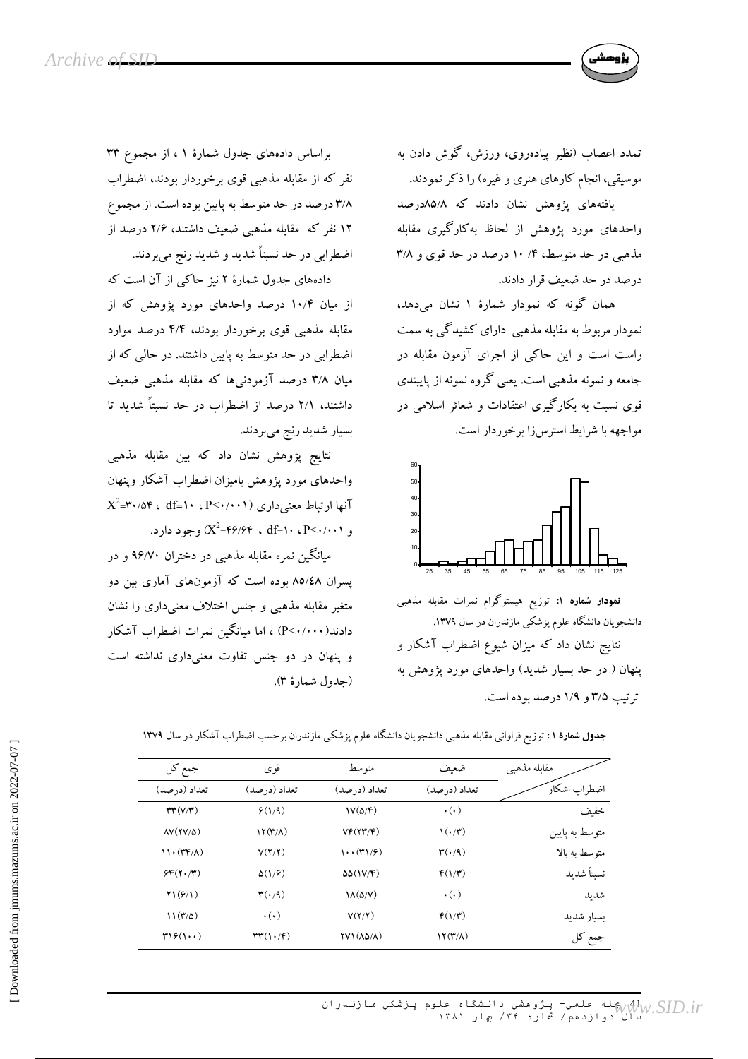تمدد اعصاب (نظیر پیاده‌روی، ورزش، گوش دادن به موسیقی، انجام کارهای هنری و غیره) را ذکر نمودند.

یافته‌های پژوهش نشان دادند که ۸۵/۸درصد واحدهای مورد پژوهش از لحاظ به‌کارگیری مقابله مذهبی در حد متوسط، ۱۰/۴ درصد در حد قوی و ۳/۸ درصد در حد ضعیف قرار دادند.

همان گونه که نمودار شمارهٔ ۱ نشان می‌دهد، نمودار مربوط به مقابله مذهبی دارای کشیدگی به سمت راست است و این حاکی از اجرای آزمون مقابله در جامعه و نمونه مذهبی است. یعنی گروه نمونه از پایبندی قوی نسبت به بکارگیری اعتقادات و شعائر اسلامی در مواجهه با شرایط استرس‌زا برخوردار است.

**نمودار شماره ۱:** توزیع هیستوگرام نمرات مقابله مذهبی دانشجویان دانشگاه علوم پزشکی مازندران در سال ۱۳۷۹.

نتایج نشان داد که میزان شیوع اضطراب آشکار و پنهان ( در حد بسیار شدید) واحدهای مورد پژوهش به ترتیب ۳/۵ و ۱/۹ درصد بوده است.

براساس داده‌های جدول شمارهٔ ۱ ، از مجموع ۳۳ نفر که از مقابله مذهبی قوی برخوردار بودند، اضطراب ۳/۸ درصد در حد متوسط به پایین بوده است. از مجموع ۱۲ نفر که مقابله مذهبی ضعیف داشتند، ۲/۶ درصد از اضطرابی در حد نسبتاً شدید و شدید رنج می‌بردند.

داده‌های جدول شمارهٔ ۲ نیز حاکی از آن است که از میان ۱۰/۴ درصد واحدهای مورد پژوهش که از مقابله مذهبی قوی برخوردار بودند، ۴/۴ درصد موارد اضطرابی در حد متوسط به پایین داشتند. در حالی که از میان ۳/۸ درصد آزمودنی‌ها که مقابله مذهبی ضعیف داشتند، ۲/۱ درصد از اضطراب در حد نسبتاً شدید تا بسیار شدید رنج می‌بردند.

نتایج پژوهش نشان داد که بین مقابله مذهبی واحدهای مورد پژوهش بامیزان اضطراب آشکار وپنهان آنها ارتباط معنی‌داری ($X^2$=۳۰/۵۴ ، df=۱۰ ، P<۰/۰۰۱) و ($X^2$=۴۶/۶۴ ، df=۱۰ ، P<۰/۰۰۱) وجود دارد.

میانگین نمره مقابله مذهبی در دختران ۹۶/۷۰ و در پسران ۸۵/٤۸ بوده است که آزمون‌های آماری بین دو متغیر مقابله مذهبی و جنس اختلاف معنی‌داری را نشان دادند(P<۰/۰۰۰) ، اما میانگین نمرات اضطراب آشکار و پنهان در دو جنس تفاوت معنی‌داری نداشته است (جدول شمارهٔ ۳).

**جدول شمارهٔ ۱ :** توزیع فراوانی مقابله مذهبی دانشجویان دانشگاه علوم پزشکی مازندران برحسب اضطراب آشکار در سال ۱۳۷۹

| اضطراب اشکار / مقابله مذهبی | ضعیف | متوسط | قوی | جمع کل |
|---|---|---|---|---|
| | تعداد (درصد) | تعداد (درصد) | تعداد (درصد) | تعداد (درصد) |
| خفیف | ۰(۰) | ۱۷(۵/۴) | ۶(۱/۹) | ۳۳(۷/۳) |
| متوسط به پایین | ۱(۰/۳) | ۷۴(۲۳/۴) | ۱۲(۳/۸) | ۸۷(۲۷/۵) |
| متوسط به بالا | ۳(۰/۹) | ۱۰۰(۳۱/۶) | ۷(۲/۲) | ۱۱۰(۳۴/۸) |
| نسبتاً شدید | ۴(۱/۳) | ۵۵(۱۷/۴) | ۵(۱/۶) | ۶۴(۲۰/۳) |
| شدید | ۰(۰) | ۱۸(۵/۷) | ۳(۰/۹) | ۲۱(۶/۱) |
| بسیار شدید | ۴(۱/۳) | ۷(۲/۲) | ۰(۰) | ۱۱(۳/۵) |
| جمع کل | ۱۲(۳/۸) | ۲۷۱(۸۵/۸) | ۳۳(۱۰/۴) | ۳۱۶(۱۰۰) |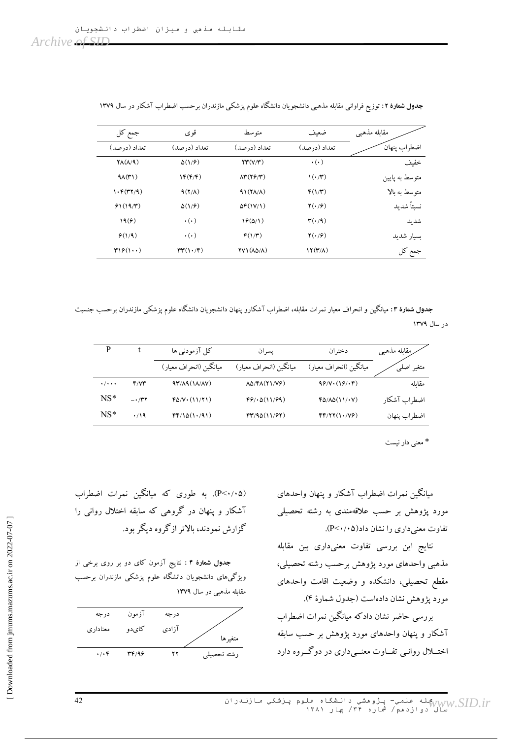**جدول شمارهٔ ۲:** توزیع فراوانی مقابله مذهبی دانشجویان دانشگاه علوم پزشکی مازندران برحسب اضطراب آشکار در سال ۱۳۷۹

| اضطراب پنهان / مقابله مذهبی | ضعیف | متوسط | قوی | جمع کل |
|---|---|---|---|---|
| | تعداد (درصد) | تعداد (درصد) | تعداد (درصد) | تعداد (درصد) |
| خفیف | ۰(۰) | ۲۳(۷/۳) | ۵(۱/۶) | ۲۸(۸/۹) |
| متوسط به پایین | ۱(۰/۳) | ۸۳(۲۶/۳) | ۱۴(۴/۴) | ۹۸(۳۱) |
| متوسط به بالا | ۴(۱/۳) | ۹۱(۲۸/۸) | ۹(۲/۸) | ۱۰۴(۳۲/۹) |
| نسبتاً شدید | ۲(۰/۶) | ۵۴(۱۷/۱) | ۵(۱/۶) | ۶۱(۱۹/۳) |
| شدید | ۳(۰/۹) | ۱۶(۵/۱) | ۰(۰) | ۱۹(۶) |
| بسیار شدید | ۲(۰/۶) | ۴(۱/۳) | ۰(۰) | ۶(۱/۹) |
| جمع کل | ۱۲(۳/۸) | ۲۷۱(۸۵/۸) | ۳۳(۱۰/۴) | ۳۱۶(۱۰۰) |

**جدول شمارهٔ ۳:** میانگین و انحراف معیار نمرات مقابله، اضطراب آشکارو پنهان دانشجویان دانشگاه علوم پزشکی مازندران برحسب جنسیت در سال ۱۳۷۹

| متغیر اصلی / مقابله مذهبی | دختران | پسران | کل آزمودنی ها | t | P |
|---|---|---|---|---|---|
| | میانگین (انحراف معیار) | میانگین (انحراف معیار) | میانگین (انحراف معیار) | | |
| مقابله | ۹۶/۷۰(۱۶/۰۴) | ۸۵/۴۸(۲۱/۷۶) | ۹۳/۸۹(۱۸/۸۷) | ۴/۷۳ | ۰/۰۰۰ |
| اضطراب آشکار | ۴۵/۸۵(۱۱/۰۷) | ۴۶/۰۵(۱۱/۶۹) | ۴۵/۷۰(۱۱/۲۱) | -۰/۳۲ | NS* |
| اضطراب پنهان | ۴۴/۲۲(۱۰/۷۶) | ۴۳/۹۵(۱۱/۶۲) | ۴۴/۱۵(۱۰/۹۱) | ۰/۱۹ | NS* |

* معنی دار نیست

میانگین نمرات اضطراب آشکار و پنهان واحدهای مورد پژوهش بر حسب علاقه‌مندی به رشته تحصیلی تفاوت معنی‌داری را نشان داد(P<۰/۰۵).

نتایج این بررسی تفاوت معنی‌داری بین مقابله مذهبی واحدهای مورد پژوهش برحسب رشته تحصیلی، مقطع تحصیلی، دانشکده و وضعیت اقامت واحدهای مورد پژوهش نشان داده‌است (جدول شمارهٔ ۴).

بررسی حاضر نشان دادکه میانگین نمرات اضطراب آشکار و پنهان واحدهای مورد پژوهش بر حسب سابقه اختلال روانی تفاوت معنی‌داری در دوگروه دارد (P<۰/۰۵). به طوری که میانگین نمرات اضطراب آشکار و پنهان در گروهی که سابقه اختلال روانی را گزارش نمودند، بالاتر ازگروه دیگر بود.

**جدول شمارهٔ ۴:** نتایج آزمون کای دو بر روی برخی از ویژگی‌های دانشجویان دانشگاه علوم پزشکی مازندران برحسب مقابله مذهبی در سال ۱۳۷۹

| متغیرها | درجه آزادی | آزمون کای‌دو | درجه معناداری |
|---|---|---|---|
| رشته تحصیلی | ۲۲ | ۳۴/۹۶ | ۰/۰۴ |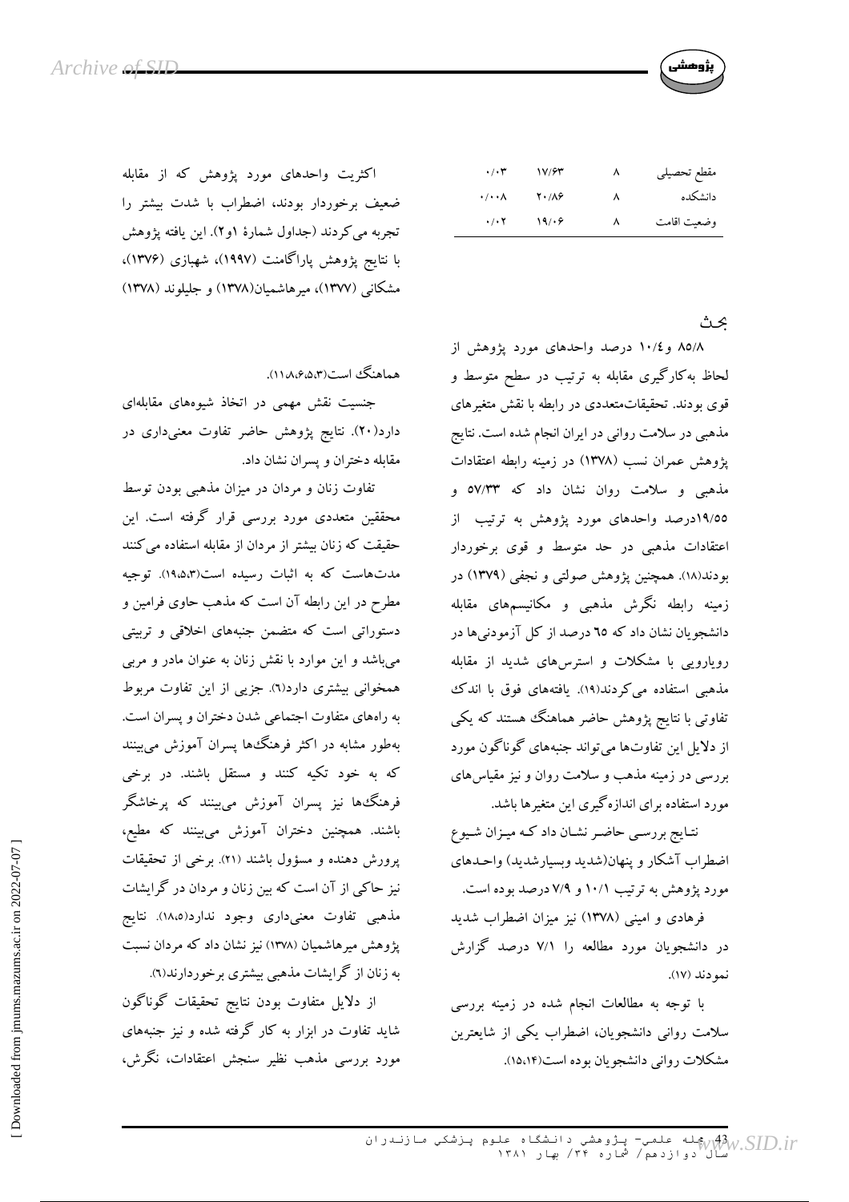| | | | |
|---|---|---|---|
| مقطع تحصیلی | ۸ | ۱۷/۶۳ | ۰/۰۳ |
| دانشکده | ۸ | ۲۰/۸۶ | ۰/۰۰۸ |
| وضعیت اقامت | ۸ | ۱۹/۰۶ | ۰/۰۲ |

## بحث

۸۵/۸ و ۱۰/٤ درصد واحدهای مورد پژوهش از لحاظ به‌کارگیری مقابله به ترتیب در سطح متوسط و قوی بودند. تحقیقات متعددی در رابطه با نقش متغیرهای مذهبی در سلامت روانی در ایران انجام شده است. نتایج پژوهش عمران نسب (۱۳۷۸) در زمینه رابطه اعتقادات مذهبی و سلامت روان نشان داد که ۵۷/۳۳ و ۱۹/۵۵درصد واحدهای مورد پژوهش به ترتیب از اعتقادات مذهبی در حد متوسط و قوی برخوردار بودند(۱۸). همچنین پژوهش صولتی و نجفی (۱۳۷۹) در زمینه رابطه نگرش مذهبی و مکانیسم‌های مقابله دانشجویان نشان داد که ٦٥ درصد از کل آزمودنی‌ها در رویارویی با مشکلات و استرس‌های شدید از مقابله مذهبی استفاده می‌کردند(۱۹). یافته‌های فوق با اندک تفاوتی با نتایج پژوهش حاضر هماهنگ هستند که یکی از دلایل این تفاوت‌ها می‌تواند جنبه‌های گوناگون مورد بررسی در زمینه مذهب و سلامت روان و نیز مقیاس‌های مورد استفاده برای اندازه‌گیری این متغیرها باشد.

نتایج بررسی حاضر نشان داد که میزان شیوع اضطراب آشکار و پنهان(شدید وبسیارشدید) واحدهای مورد پژوهش به ترتیب ۱۰/۱ و ۷/۹ درصد بوده است.

فرهادی و امینی (۱۳۷۸) نیز میزان اضطراب شدید در دانشجویان مورد مطالعه را ۷/۱ درصد گزارش نمودند (۱۷).

با توجه به مطالعات انجام شده در زمینه بررسی سلامت روانی دانشجویان، اضطراب یکی از شایعترین مشکلات روانی دانشجویان بوده است(۱۵،۱۴).

اکثریت واحدهای مورد پژوهش که از مقابله ضعیف برخوردار بودند، اضطراب با شدت بیشتر را تجربه می‌کردند (جداول شمارهٔ ۱و۲). این یافته پژوهش با نتایج پژوهش پاراگامنت (۱۹۹۷)، شهبازی (۱۳۷٦)، مشکانی (۱۳۷۷)، میرهاشمیان(۱۳۷۸) و جلیلوند (۱۳۷۸) هماهنگ است(۱۱،۸،۶،۵،۳).

جنسیت نقش مهمی در اتخاذ شیوه‌های مقابله‌ای دارد(۲۰). نتایج پژوهش حاضر تفاوت معنی‌داری در مقابله دختران و پسران نشان داد.

تفاوت زنان و مردان در میزان مذهبی بودن توسط محققین متعددی مورد بررسی قرار گرفته است. این حقیقت که زنان بیشتر از مردان از مقابله استفاده می‌کنند مدت‌هاست که به اثبات رسیده است(۱۹،۵،۳). توجیه مطرح در این رابطه آن است که مذهب حاوی فرامین و دستوراتی است که متضمن جنبه‌های اخلاقی و تربیتی می‌باشد و این موارد با نقش زنان به عنوان مادر و مربی همخوانی بیشتری دارد(٦). جزیی از این تفاوت مربوط به راه‌های متفاوت اجتماعی شدن دختران و پسران است. به‌طور مشابه در اکثر فرهنگ‌ها پسران آموزش می‌بینند که به خود تکیه کنند و مستقل باشند. در برخی فرهنگ‌ها نیز پسران آموزش می‌بینند که پرخاشگر باشند. همچنین دختران آموزش می‌بینند که مطیع، پرورش دهنده و مسؤول باشند (۲۱). برخی از تحقیقات نیز حاکی از آن است که بین زنان و مردان در گرایشات مذهبی تفاوت معنی‌داری وجود ندارد(۱۸،۵). نتایج پژوهش میرهاشمیان (۱۳۷۸) نیز نشان داد که مردان نسبت به زنان از گرایشات مذهبی بیشتری برخوردارند(٦).

از دلایل متفاوت بودن نتایج تحقیقات گوناگون شاید تفاوت در ابزار به کار گرفته شده و نیز جنبه‌های مورد بررسی مذهب نظیر سنجش اعتقادات، نگرش،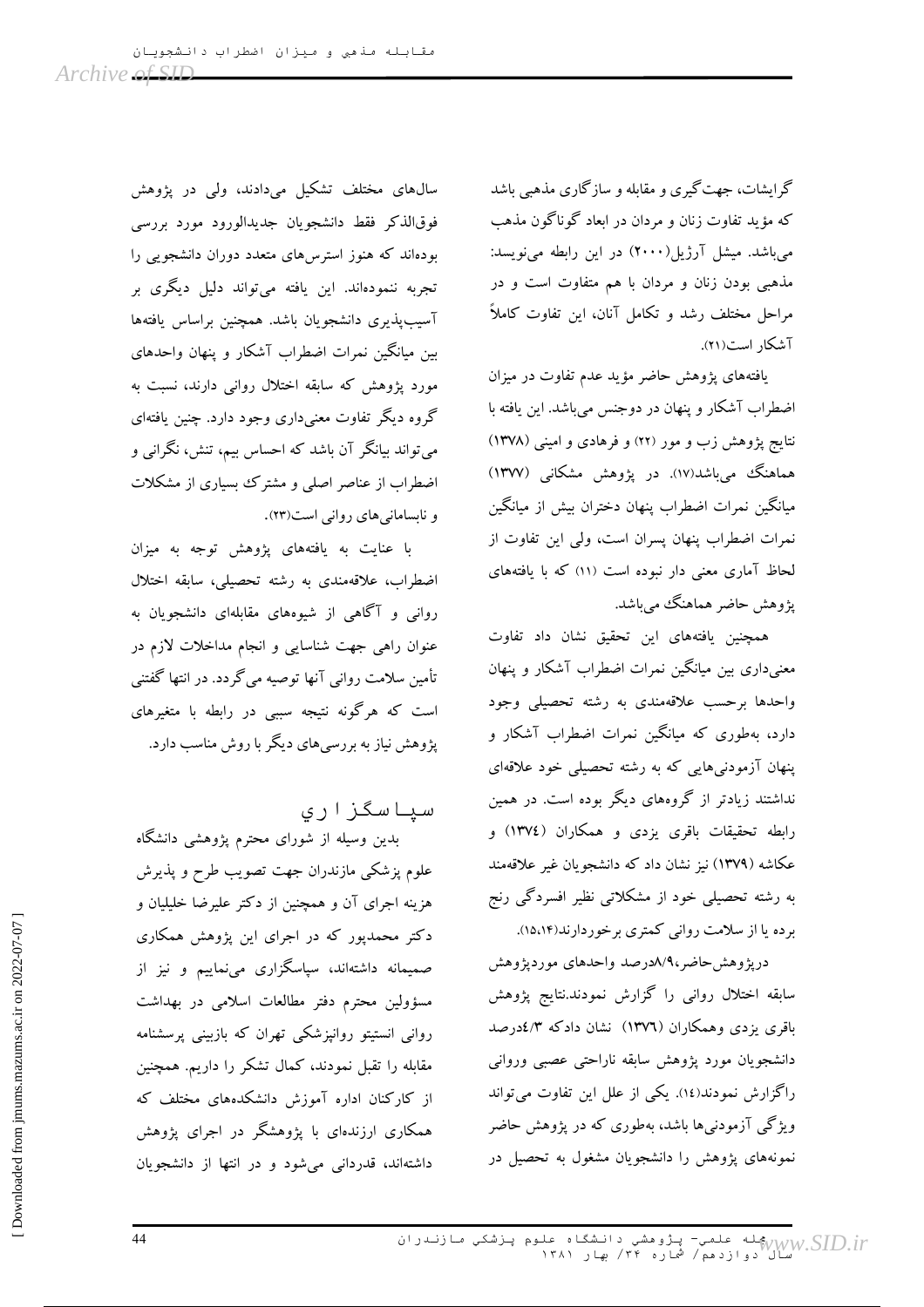گرایشات، جهت‌گیری و مقابله و سازگاری مذهبی باشد که مؤید تفاوت زنان و مردان در ابعاد گوناگون مذهب می‌باشد. میشل آرژیل(۲۰۰۰) در این رابطه می‌نویسد: مذهبی بودن زنان و مردان با هم متفاوت است و در مراحل مختلف رشد و تکامل آنان، این تفاوت کاملاً آشکار است(۲۱).

یافته‌های پژوهش حاضر مؤید عدم تفاوت در میزان اضطراب آشکار و پنهان در دوجنس می‌باشد. این یافته با نتایج پژوهش زب و مور (۲۲) و فرهادی و امینی (۱۳۷۸) هماهنگ می‌باشد(۱۷). در پژوهش مشکانی (۱۳۷۷) میانگین نمرات اضطراب پنهان دختران بیش از میانگین نمرات اضطراب پنهان پسران است، ولی این تفاوت از لحاظ آماری معنی دار نبوده است (۱۱) که با یافته‌های پژوهش حاضر هماهنگ می‌باشد.

همچنین یافته‌های این تحقیق نشان داد تفاوت معنی‌داری بین میانگین نمرات اضطراب آشکار و پنهان واحدها برحسب علاقه‌مندی به رشته تحصیلی وجود دارد، به‌طوری که میانگین نمرات اضطراب آشکار و پنهان آزمودنی‌هایی که به رشته تحصیلی خود علاقه‌ای نداشتند زیادتر از گروه‌های دیگر بوده است. در همین رابطه تحقیقات باقری یزدی و همکاران (۱۳۷٤) و عکاشه (۱۳۷۹) نیز نشان داد که دانشجویان غیر علاقه‌مند به رشته تحصیلی خود از مشکلاتی نظیر افسردگی رنج برده یا از سلامت روانی کمتری برخوردارند(۱۵،۱۴).

درپژوهش‌حاضر،۸/۹درصد واحدهای موردپژوهش سابقه اختلال روانی را گزارش نمودند.نتایج پژوهش باقری یزدی وهمکاران (۱۳۷٦) نشان دادکه ٤/۳درصد دانشجویان مورد پژوهش سابقه ناراحتی عصبی وروانی راگزارش نمودند(۱٤). یکی از علل این تفاوت می‌تواند ویژگی آزمودنی‌ها باشد، به‌طوری که در پژوهش حاضر نمونه‌های پژوهش را دانشجویان مشغول به تحصیل در سال‌های مختلف تشکیل می‌دادند، ولی در پژوهش فوق‌الذکر فقط دانشجویان جدیدالورود مورد بررسی بوده‌اند که هنوز استرس‌های متعدد دوران دانشجویی را تجربه ننموده‌اند. این یافته می‌تواند دلیل دیگری بر آسیب‌پذیری دانشجویان باشد. همچنین براساس یافته‌ها بین میانگین نمرات اضطراب آشکار و پنهان واحدهای مورد پژوهش که سابقه اختلال روانی دارند، نسبت به گروه دیگر تفاوت معنی‌داری وجود دارد. چنین یافته‌ای می‌تواند بیانگر آن باشد که احساس بیم، تنش، نگرانی و اضطراب از عناصر اصلی و مشترک بسیاری از مشکلات و نابسامانی‌های روانی است(۲۳).

با عنایت به یافته‌های پژوهش توجه به میزان اضطراب، علاقه‌مندی به رشته تحصیلی، سابقه اختلال روانی و آگاهی از شیوه‌های مقابله‌ای دانشجویان به عنوان راهی جهت شناسایی و انجام مداخلات لازم در تأمین سلامت روانی آنها توصیه می‌گردد. در انتها گفتنی است که هرگونه نتیجه سببی در رابطه با متغیرهای پژوهش نیاز به بررسی‌های دیگر با روش مناسب دارد.

## سپاسگزاری

بدین وسیله از شورای محترم پژوهشی دانشگاه علوم پزشکی مازندران جهت تصویب طرح و پذیرش هزینه اجرای آن و همچنین از دکتر علیرضا خلیلیان و دکتر محمدپور که در اجرای این پژوهش همکاری صمیمانه داشته‌اند، سپاسگزاری می‌نماییم و نیز از مسؤولین محترم دفتر مطالعات اسلامی در بهداشت روانی انستیتو روانپزشکی تهران که بازبینی پرسشنامه مقابله را تقبل نمودند، کمال تشکر را داریم. همچنین از کارکنان اداره آموزش دانشکده‌های مختلف که همکاری ارزنده‌ای با پژوهشگر در اجرای پژوهش داشته‌اند، قدردانی می‌شود و در انتها از دانشجویان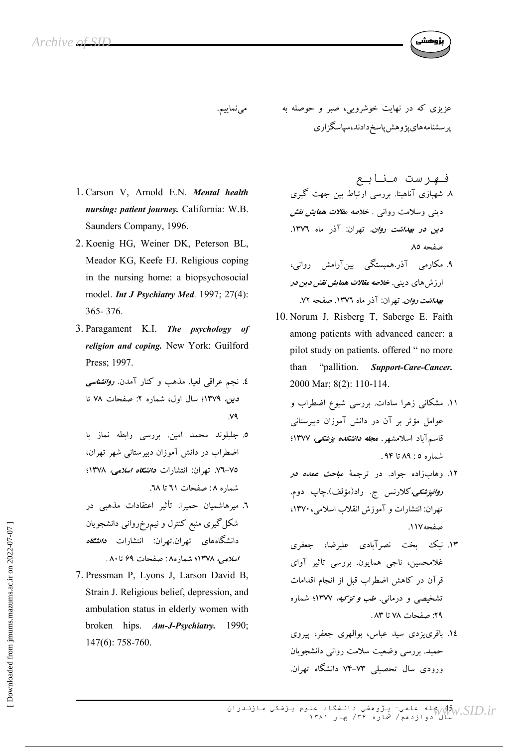عزیزی که در نهایت خوشرویی، صبر و حوصله به پرسشنامه‌های پژوهش پاسخ دادند، سپاسگزاری می‌نماییم.

## فهرست منابع

1. Carson V, Arnold E.N. ***Mental health nursing: patient journey.*** California: W.B. Saunders Company, 1996.
2. Koenig HG, Weiner DK, Peterson BL, Meador KG, Keefe FJ. Religious coping in the nursing home: a biopsychosocial model. ***Int J Psychiatry Med.*** 1997; 27(4): 365- 376.
3. Paragament K.I. ***The psychology of religion and coping.*** New York: Guilford Press; 1997.
4. نجم عراقی لعیا. مذهب و کنار آمدن. ***روانشناسی دین،*** ۱۳۷۹؛ سال اول، شماره ۲: صفحات ۷۸ تا ۷۹.
5. جلیلوند محمد امین. بررسی رابطه نماز با اضطراب در دانش آموزان دبیرستانی شهر تهران، ۷۵-۷۶. تهران: انتشارات ***دانشگاه اسلامی،*** ۱۳۷۸؛ شماره ۸: صفحات ۶۱ تا ۶۸.
6. میرهاشمیان حمیرا. تأثیر اعتقادات مذهبی در شکل‌گیری منبع کنترل و نیم‌رخ‌روانی دانشجویان دانشگاه‌های تهران.تهران: انتشارات ***دانشگاه اسلامی،*** ۱۳۷۸؛ شماره۸: صفحات ۶۹ تا ۸۰.
7. Pressman P, Lyons J, Larson David B, Strain J. Religious belief, depression, and ambulation status in elderly women with broken hips. ***Am-J-Psychiatry.*** 1990; 147(6): 758-760.
8. شهبازی آناهیتا. بررسی ارتباط بین جهت گیری دینی وسلامت روانی . ***خلاصه مقالات همایش نقش دین در بهداشت روان.*** تهران: آذر ماه ۱۳۷۶. صفحه ۸۵
9. مکارمی آذر.همبستگی بین‌آرامش روانی، ارزش‌های دینی. ***خلاصه مقالات همایش نقش دین در بهداشت روان.*** تهران: آذر ماه ۱۳۷۶. صفحه ۷۲.
10. Norum J, Risberg T, Saberge E. Faith among patients with advanced cancer: a pilot study on patients. offered " no more than "pallition. ***Support-Care-Cancer.*** 2000 Mar; 8(2): 110-114.
11. مشکانی زهرا سادات. بررسی شیوع اضطراب و عوامل مؤثر بر آن در دانش آموزان دبیرستانی قاسم‌آباد اسلامشهر. ***مجله دانشکده پزشکی،*** ۱۳۷۷؛ شماره ۵ : ۸۹ تا ۹۴.
12. وهاب‌زاده جواد. در ترجمهٔ ***مباحث عمده در روانپزشکی،*** کلارنس ج. راد(مؤلف).چاپ دوم. تهران: انتشارات و آموزش انقلاب اسلامی، ۱۳۷۰، صفحه۱۱۷.
13. نیک بخت نصرآبادی علیرضا، جعفری غلامحسین، ناجی همایون. بررسی تأثیر آوای قرآن در کاهش اضطراب قبل از انجام اقدامات تشخیصی و درمانی. ***طب و تزکیه،*** ۱۳۷۷؛ شماره ۲۹: صفحات ۷۸ تا ۸۳.
14. باقری‌یزدی سید عباس، بوالهری جعفر، پیروی حمید. بررسی وضعیت سلامت روانی دانشجویان ورودی سال تحصیلی ۷۳-۷۴ دانشگاه تهران.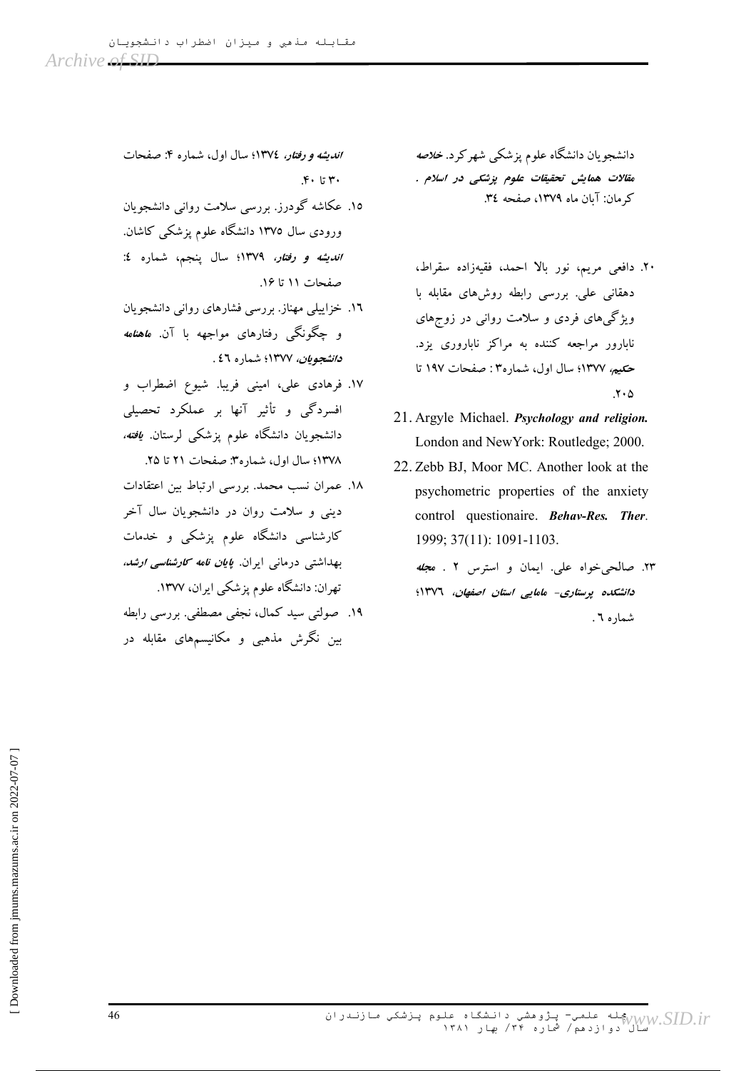اندیشه و رفتار، ۱۳۷٤؛ سال اول، شماره ۴: صفحات ۳۰ تا ۴۰.

۱۵. عکاشه گودرز. بررسی سلامت روانی دانشجویان ورودی سال ۱۳۷۵ دانشگاه علوم پزشکی کاشان. *اندیشه و رفتار*، ۱۳۷۹؛ سال پنجم، شماره ٤: صفحات ۱۱ تا ۱۶.

۱٦. خزاییلی مهناز. بررسی فشارهای روانی دانشجویان و چگونگی رفتارهای مواجهه با آن. *ماهنامه دانشجویان*، ۱۳۷۷؛ شماره ٤٦ .

۱۷. فرهادی علی، امینی فریبا. شیوع اضطراب و افسردگی و تأثیر آنها بر عملکرد تحصیلی دانشجویان دانشگاه علوم پزشکی لرستان. *یافته*، ۱۳۷۸؛ سال اول، شماره۳: صفحات ۲۱ تا ۲۵.

۱۸. عمران نسب محمد. بررسی ارتباط بین اعتقادات دینی و سلامت روان در دانشجویان سال آخر کارشناسی دانشگاه علوم پزشکی و خدمات بهداشتی درمانی ایران. *پایان نامه کارشناسی ارشد*، تهران: دانشگاه علوم پزشکی ایران، ۱۳۷۷.

۱۹. صولتی سید کمال، نجفی مصطفی. بررسی رابطه بین نگرش مذهبی و مکانیسمهای مقابله در دانشجویان دانشگاه علوم پزشکی شهرکرد. *خلاصه مقالات همایش تحقیقات علوم پزشکی در اسلام* . کرمان: آبان ماه ۱۳۷۹، صفحه ۳٤.

۲۰. دافعی مریم، نور بالا احمد، فقیهزاده سقراط، دهقانی علی. بررسی رابطه روشهای مقابله با ویژگیهای فردی و سلامت روانی در زوجهای نابارور مراجعه کننده به مراکز ناباروری یزد. *حکیم*، ۱۳۷۷؛ سال اول، شماره۳ : صفحات ۱۹۷ تا ۲۰۵.

21. Argyle Michael. ***Psychology and religion.*** London and NewYork: Routledge; 2000.

22. Zebb BJ, Moor MC. Another look at the psychometric properties of the anxiety control questionaire. ***Behav-Res. Ther***. 1999; 37(11): 1091-1103.

۲۳. صالحیخواه علی. ایمان و استرس ۲ . *مجله دانشکده پرستاری- مامایی استان اصفهان*، ۱۳۷٦؛ شماره ٦ .